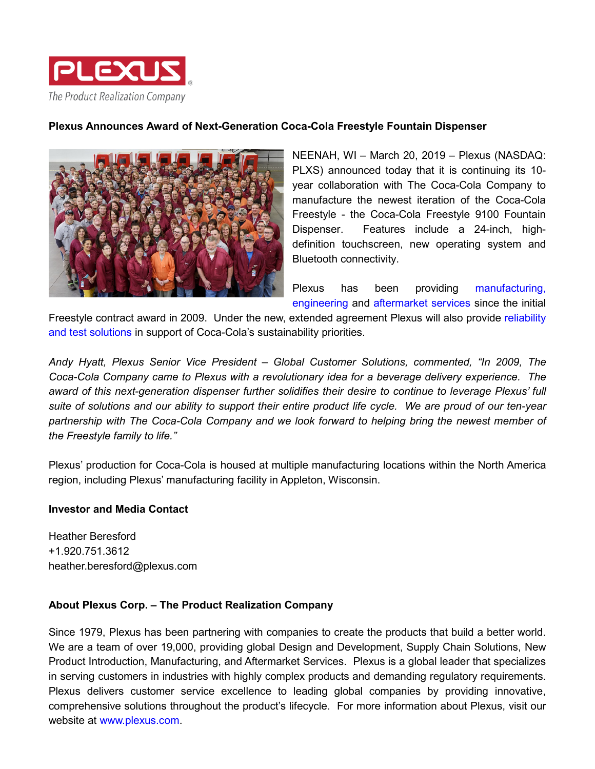PLEXUS

The Product Realization Company

**Plexus Announces Award of Next-Generation Coca-Cola Freestyle Fountain Dispenser**

NEENAH, WI – March 20, 2019 – Plexus (NASDAQ: PLXS) announced today that it is continuing its 10-year collaboration with The Coca-Cola Company to manufacture the newest iteration of the Coca-Cola Freestyle - the Coca-Cola Freestyle 9100 Fountain Dispenser. Features include a 24-inch, high-definition touchscreen, new operating system and Bluetooth connectivity.

Plexus has been providing manufacturing, engineering and aftermarket services since the initial Freestyle contract award in 2009. Under the new, extended agreement Plexus will also provide reliability and test solutions in support of Coca-Cola's sustainability priorities.

*Andy Hyatt, Plexus Senior Vice President – Global Customer Solutions, commented, "In 2009, The Coca-Cola Company came to Plexus with a revolutionary idea for a beverage delivery experience. The award of this next-generation dispenser further solidifies their desire to continue to leverage Plexus' full suite of solutions and our ability to support their entire product life cycle. We are proud of our ten-year partnership with The Coca-Cola Company and we look forward to helping bring the newest member of the Freestyle family to life."*

Plexus' production for Coca-Cola is housed at multiple manufacturing locations within the North America region, including Plexus' manufacturing facility in Appleton, Wisconsin.

**Investor and Media Contact**

Heather Beresford
+1.920.751.3612
heather.beresford@plexus.com

**About Plexus Corp. – The Product Realization Company**

Since 1979, Plexus has been partnering with companies to create the products that build a better world. We are a team of over 19,000, providing global Design and Development, Supply Chain Solutions, New Product Introduction, Manufacturing, and Aftermarket Services. Plexus is a global leader that specializes in serving customers in industries with highly complex products and demanding regulatory requirements. Plexus delivers customer service excellence to leading global companies by providing innovative, comprehensive solutions throughout the product's lifecycle. For more information about Plexus, visit our website at www.plexus.com.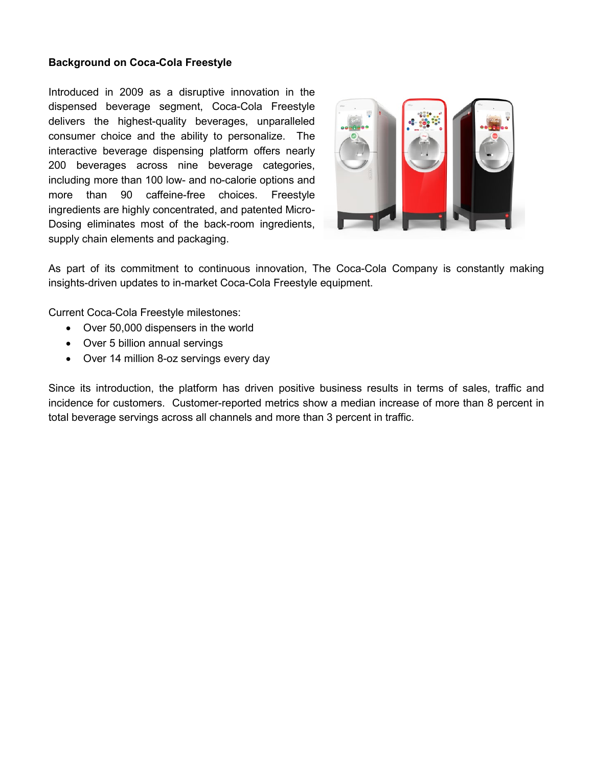**Background on Coca-Cola Freestyle**

Introduced in 2009 as a disruptive innovation in the dispensed beverage segment, Coca-Cola Freestyle delivers the highest-quality beverages, unparalleled consumer choice and the ability to personalize. The interactive beverage dispensing platform offers nearly 200 beverages across nine beverage categories, including more than 100 low- and no-calorie options and more than 90 caffeine-free choices. Freestyle ingredients are highly concentrated, and patented Micro-Dosing eliminates most of the back-room ingredients, supply chain elements and packaging.

As part of its commitment to continuous innovation, The Coca-Cola Company is constantly making insights-driven updates to in-market Coca-Cola Freestyle equipment.

Current Coca-Cola Freestyle milestones:

- Over 50,000 dispensers in the world
- Over 5 billion annual servings
- Over 14 million 8-oz servings every day

Since its introduction, the platform has driven positive business results in terms of sales, traffic and incidence for customers. Customer-reported metrics show a median increase of more than 8 percent in total beverage servings across all channels and more than 3 percent in traffic.